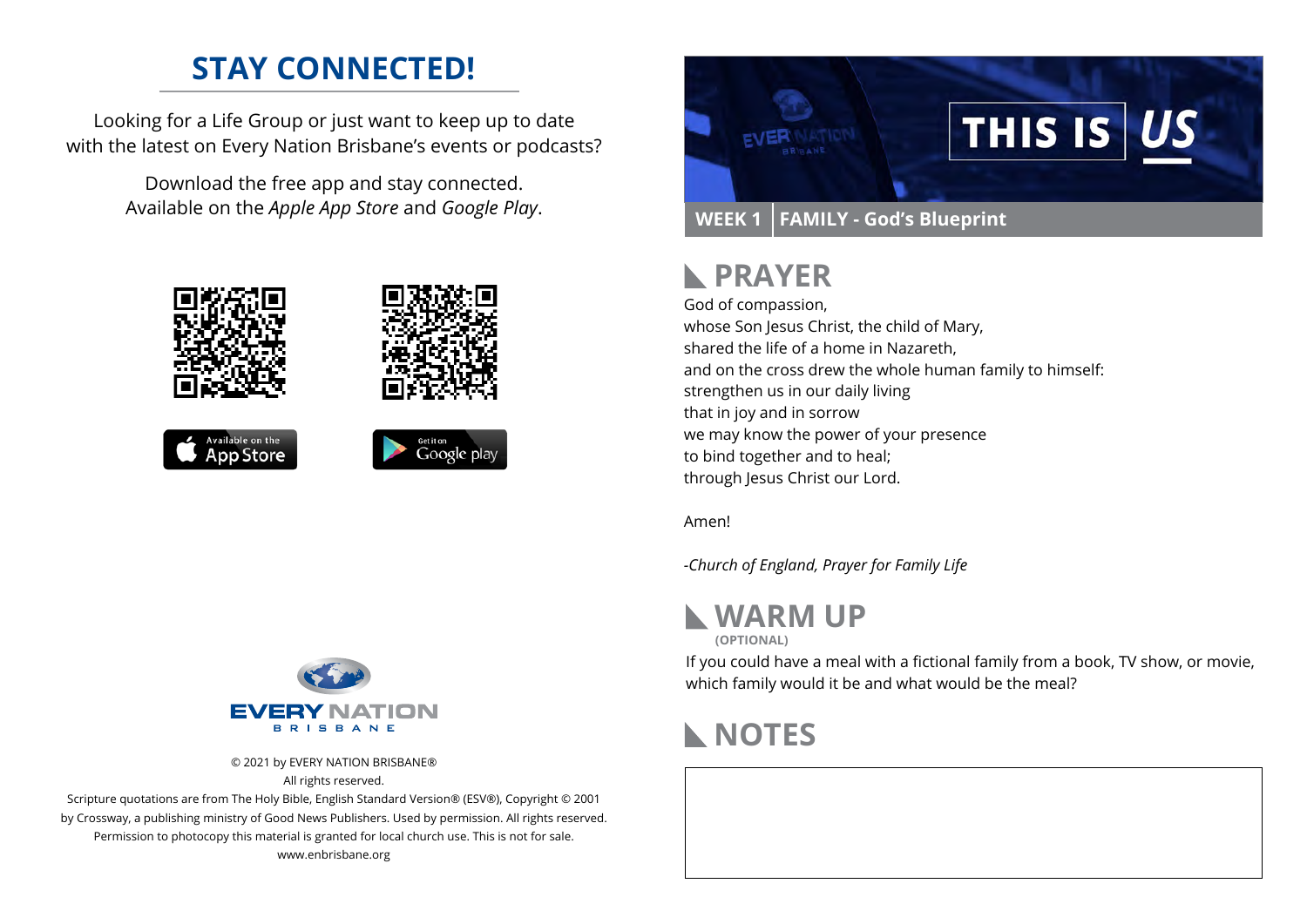## STAY CONNECTED!

Looking for a Life Group or just want to keep up to date with the latest on Every Nation Brisbane's events or podcasts?

Download the free app and stay connected. Available on the *Apple App Store* and *Google Play*.

© 2021 by EVERY NATION BRISBANE®
All rights reserved.
Scripture quotations are from The Holy Bible, English Standard Version® (ESV®), Copyright © 2001 by Crossway, a publishing ministry of Good News Publishers. Used by permission. All rights reserved.
Permission to photocopy this material is granted for local church use. This is not for sale.
www.enbrisbane.org

# THIS IS US

**WEEK 1 | FAMILY - God's Blueprint**

## PRAYER

God of compassion,
whose Son Jesus Christ, the child of Mary,
shared the life of a home in Nazareth,
and on the cross drew the whole human family to himself:
strengthen us in our daily living
that in joy and in sorrow
we may know the power of your presence
to bind together and to heal;
through Jesus Christ our Lord.

Amen!

*-Church of England, Prayer for Family Life*

## WARM UP

**(OPTIONAL)**

If you could have a meal with a fictional family from a book, TV show, or movie, which family would it be and what would be the meal?

## NOTES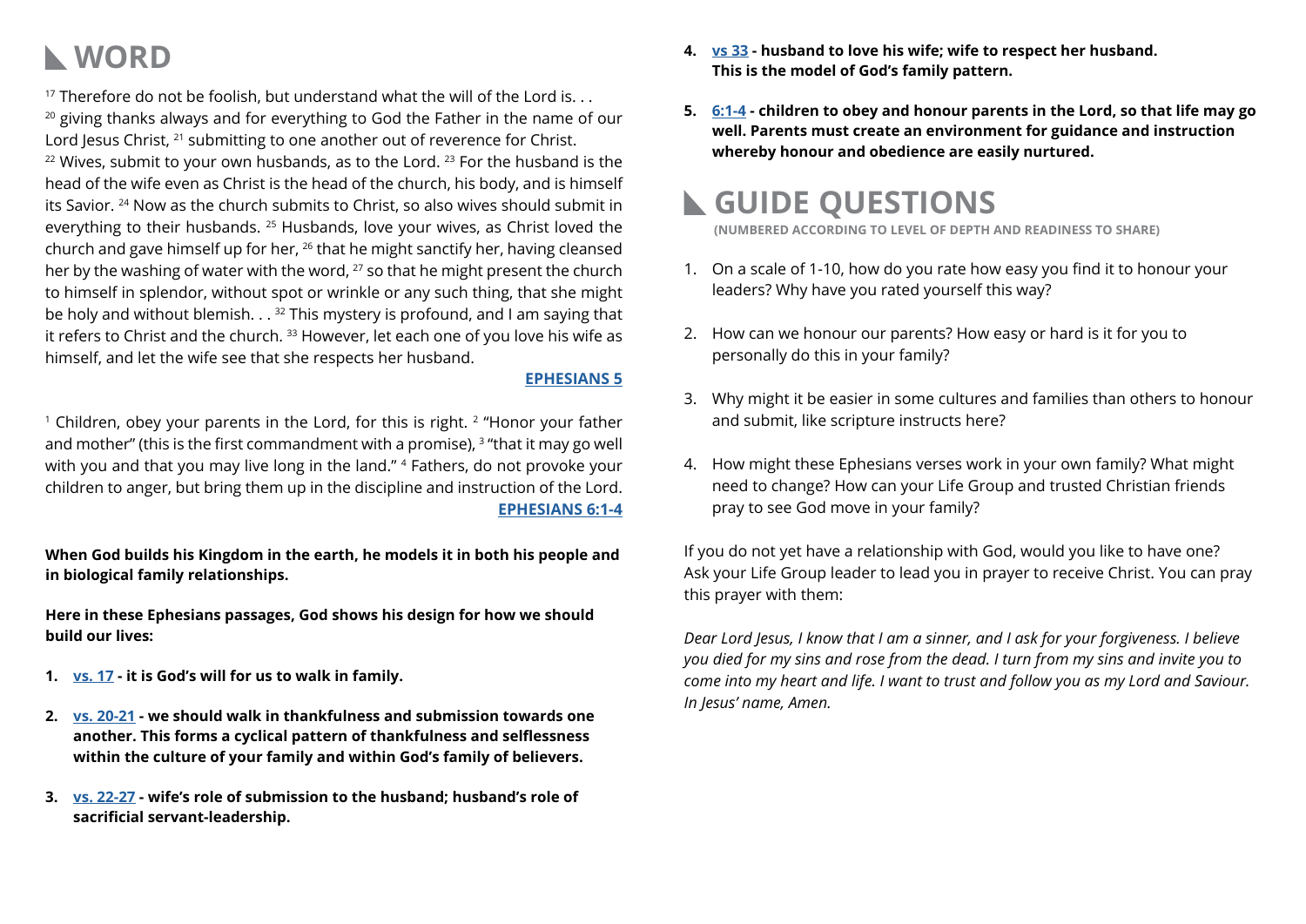## WORD

[17] Therefore do not be foolish, but understand what the will of the Lord is. . .
[20] giving thanks always and for everything to God the Father in the name of our Lord Jesus Christ, [21] submitting to one another out of reverence for Christ.
[22] Wives, submit to your own husbands, as to the Lord. [23] For the husband is the head of the wife even as Christ is the head of the church, his body, and is himself its Savior. [24] Now as the church submits to Christ, so also wives should submit in everything to their husbands. [25] Husbands, love your wives, as Christ loved the church and gave himself up for her, [26] that he might sanctify her, having cleansed her by the washing of water with the word, [27] so that he might present the church to himself in splendor, without spot or wrinkle or any such thing, that she might be holy and without blemish. . . [32] This mystery is profound, and I am saying that it refers to Christ and the church. [33] However, let each one of you love his wife as himself, and let the wife see that she respects her husband.

**EPHESIANS 5**

[1] Children, obey your parents in the Lord, for this is right. [2] "Honor your father and mother" (this is the first commandment with a promise), [3] "that it may go well with you and that you may live long in the land." [4] Fathers, do not provoke your children to anger, but bring them up in the discipline and instruction of the Lord.

**EPHESIANS 6:1-4**

**When God builds his Kingdom in the earth, he models it in both his people and in biological family relationships.**

**Here in these Ephesians passages, God shows his design for how we should build our lives:**

1. **vs. 17 - it is God's will for us to walk in family.**
2. **vs. 20-21 - we should walk in thankfulness and submission towards one another. This forms a cyclical pattern of thankfulness and selflessness within the culture of your family and within God's family of believers.**
3. **vs. 22-27 - wife's role of submission to the husband; husband's role of sacrificial servant-leadership.**
4. **vs 33 - husband to love his wife; wife to respect her husband. This is the model of God's family pattern.**
5. **6:1-4 - children to obey and honour parents in the Lord, so that life may go well. Parents must create an environment for guidance and instruction whereby honour and obedience are easily nurtured.**

## GUIDE QUESTIONS

**(NUMBERED ACCORDING TO LEVEL OF DEPTH AND READINESS TO SHARE)**

1. On a scale of 1-10, how do you rate how easy you find it to honour your leaders? Why have you rated yourself this way?
2. How can we honour our parents? How easy or hard is it for you to personally do this in your family?
3. Why might it be easier in some cultures and families than others to honour and submit, like scripture instructs here?
4. How might these Ephesians verses work in your own family? What might need to change? How can your Life Group and trusted Christian friends pray to see God move in your family?

If you do not yet have a relationship with God, would you like to have one? Ask your Life Group leader to lead you in prayer to receive Christ. You can pray this prayer with them:

*Dear Lord Jesus, I know that I am a sinner, and I ask for your forgiveness. I believe you died for my sins and rose from the dead. I turn from my sins and invite you to come into my heart and life. I want to trust and follow you as my Lord and Saviour. In Jesus' name, Amen.*